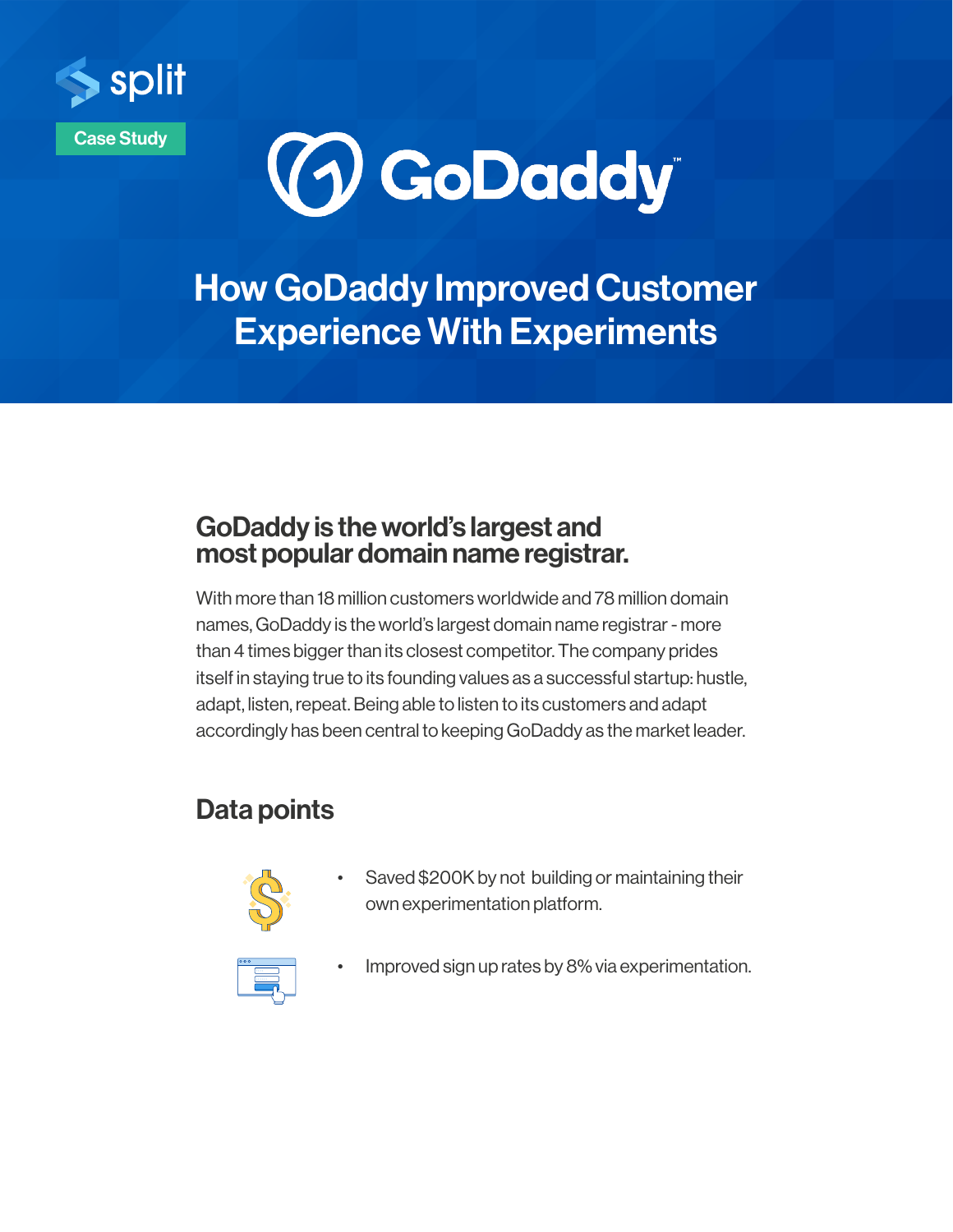split

Case Study

GoDaddy

# How GoDaddy Improved Customer Experience With Experiments

## GoDaddy is the world's largest and most popular domain name registrar.

With more than 18 million customers worldwide and 78 million domain names, GoDaddy is the world's largest domain name registrar - more than 4 times bigger than its closest competitor. The company prides itself in staying true to its founding values as a successful startup: hustle, adapt, listen, repeat. Being able to listen to its customers and adapt accordingly has been central to keeping GoDaddy as the market leader.

## Data points

- Saved $200K by not building or maintaining their own experimentation platform.
- Improved sign up rates by 8% via experimentation.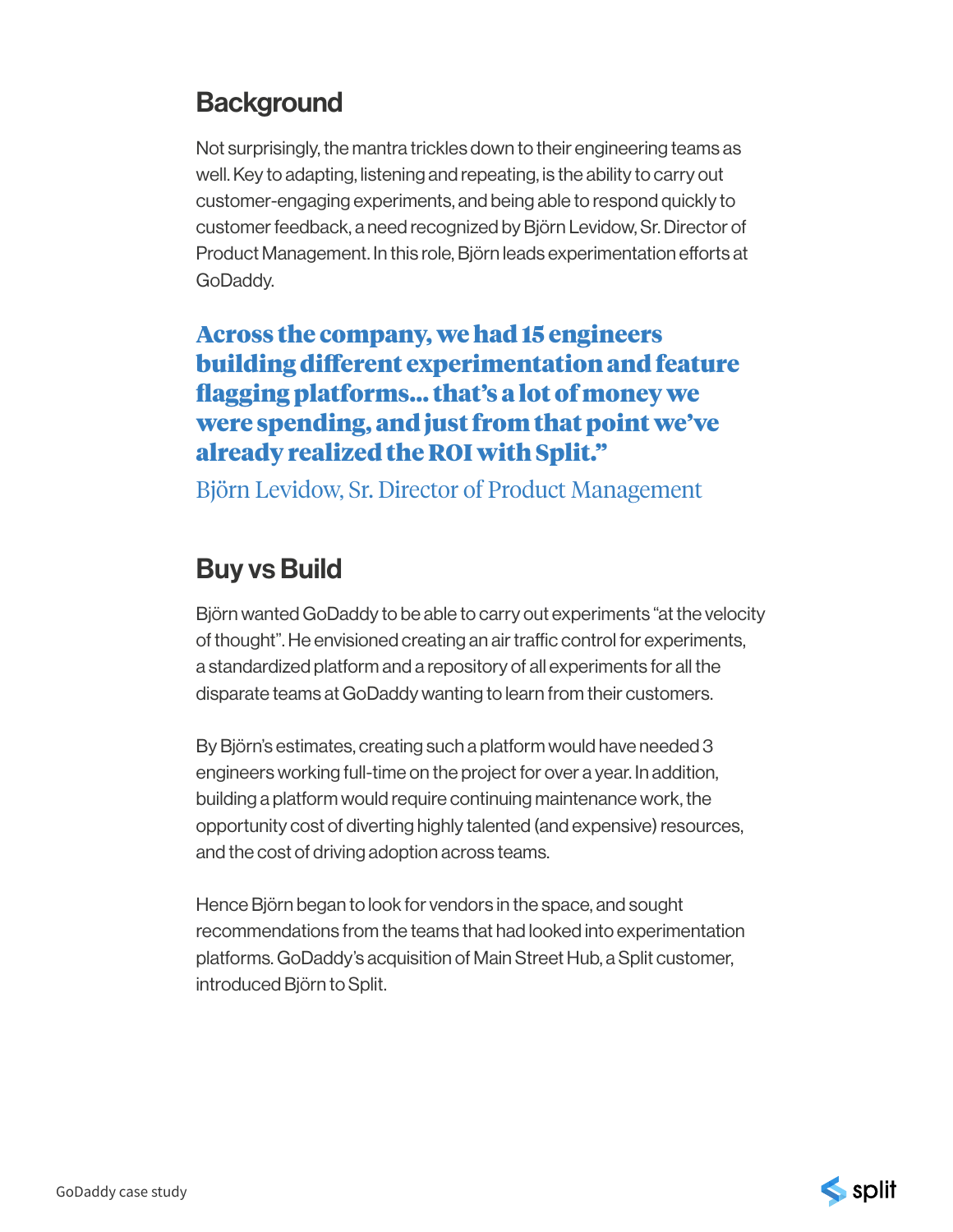## Background

Not surprisingly, the mantra trickles down to their engineering teams as well. Key to adapting, listening and repeating, is the ability to carry out customer-engaging experiments, and being able to respond quickly to customer feedback, a need recognized by Björn Levidow, Sr. Director of Product Management. In this role, Björn leads experimentation efforts at GoDaddy.

> **Across the company, we had 15 engineers building different experimentation and feature flagging platforms… that's a lot of money we were spending, and just from that point we've already realized the ROI with Split."**
>
> Björn Levidow, Sr. Director of Product Management

## Buy vs Build

Björn wanted GoDaddy to be able to carry out experiments "at the velocity of thought". He envisioned creating an air traffic control for experiments, a standardized platform and a repository of all experiments for all the disparate teams at GoDaddy wanting to learn from their customers.

By Björn's estimates, creating such a platform would have needed 3 engineers working full-time on the project for over a year. In addition, building a platform would require continuing maintenance work, the opportunity cost of diverting highly talented (and expensive) resources, and the cost of driving adoption across teams.

Hence Björn began to look for vendors in the space, and sought recommendations from the teams that had looked into experimentation platforms. GoDaddy's acquisition of Main Street Hub, a Split customer, introduced Björn to Split.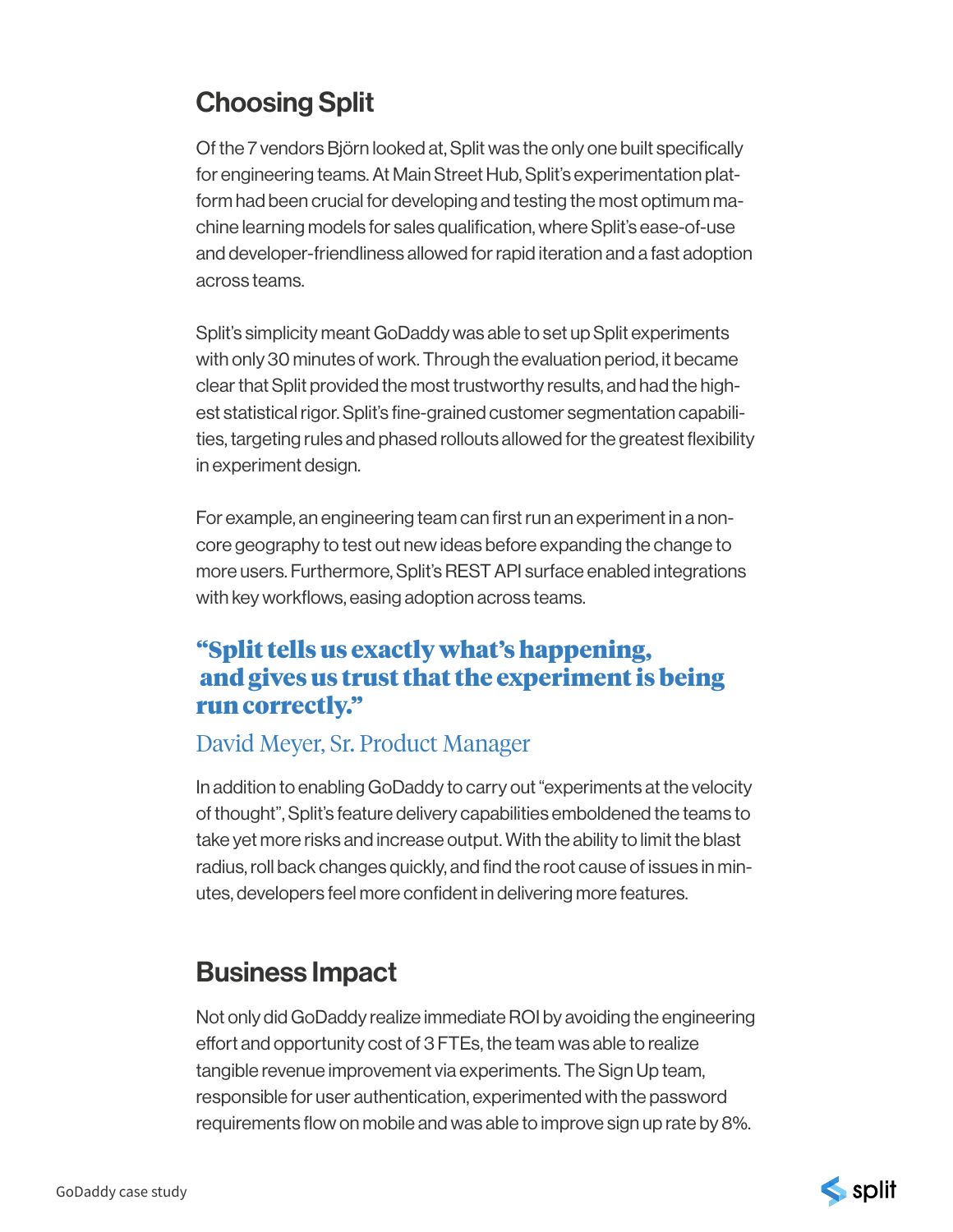## Choosing Split

Of the 7 vendors Björn looked at, Split was the only one built specifically for engineering teams. At Main Street Hub, Split's experimentation platform had been crucial for developing and testing the most optimum machine learning models for sales qualification, where Split's ease-of-use and developer-friendliness allowed for rapid iteration and a fast adoption across teams.

Split's simplicity meant GoDaddy was able to set up Split experiments with only 30 minutes of work. Through the evaluation period, it became clear that Split provided the most trustworthy results, and had the highest statistical rigor. Split's fine-grained customer segmentation capabilities, targeting rules and phased rollouts allowed for the greatest flexibility in experiment design.

For example, an engineering team can first run an experiment in a non-core geography to test out new ideas before expanding the change to more users. Furthermore, Split's REST API surface enabled integrations with key workflows, easing adoption across teams.

> **"Split tells us exactly what's happening, and gives us trust that the experiment is being run correctly."**
>
> David Meyer, Sr. Product Manager

In addition to enabling GoDaddy to carry out "experiments at the velocity of thought", Split's feature delivery capabilities emboldened the teams to take yet more risks and increase output. With the ability to limit the blast radius, roll back changes quickly, and find the root cause of issues in minutes, developers feel more confident in delivering more features.

## Business Impact

Not only did GoDaddy realize immediate ROI by avoiding the engineering effort and opportunity cost of 3 FTEs, the team was able to realize tangible revenue improvement via experiments. The Sign Up team, responsible for user authentication, experimented with the password requirements flow on mobile and was able to improve sign up rate by 8%.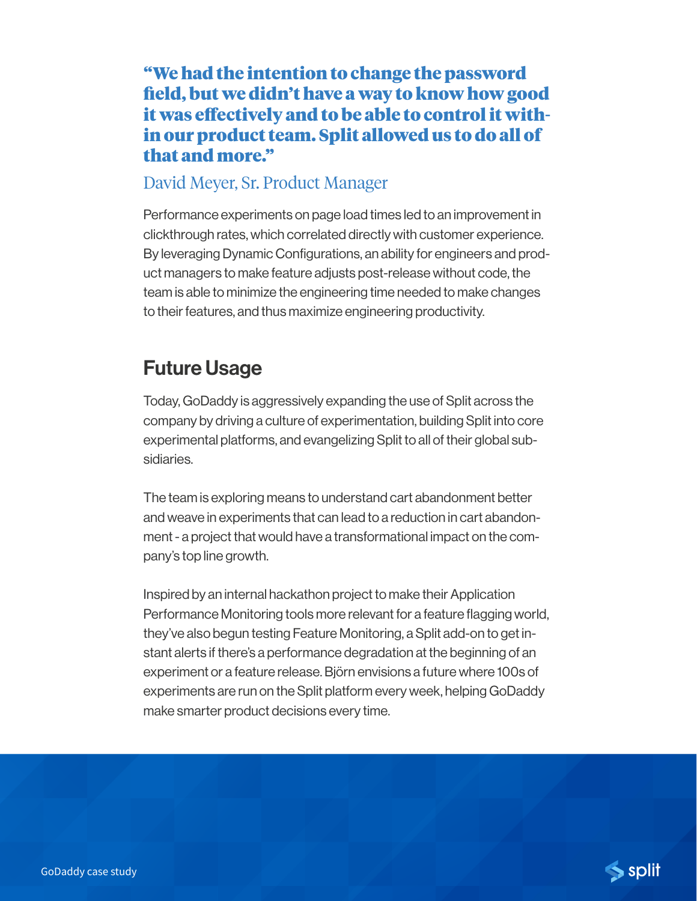**"We had the intention to change the password field, but we didn't have a way to know how good it was effectively and to be able to control it within our product team. Split allowed us to do all of that and more."**

David Meyer, Sr. Product Manager

Performance experiments on page load times led to an improvement in clickthrough rates, which correlated directly with customer experience. By leveraging Dynamic Configurations, an ability for engineers and product managers to make feature adjusts post-release without code, the team is able to minimize the engineering time needed to make changes to their features, and thus maximize engineering productivity.

## Future Usage

Today, GoDaddy is aggressively expanding the use of Split across the company by driving a culture of experimentation, building Split into core experimental platforms, and evangelizing Split to all of their global subsidiaries.

The team is exploring means to understand cart abandonment better and weave in experiments that can lead to a reduction in cart abandonment - a project that would have a transformational impact on the company's top line growth.

Inspired by an internal hackathon project to make their Application Performance Monitoring tools more relevant for a feature flagging world, they've also begun testing Feature Monitoring, a Split add-on to get instant alerts if there's a performance degradation at the beginning of an experiment or a feature release. Björn envisions a future where 100s of experiments are run on the Split platform every week, helping GoDaddy make smarter product decisions every time.